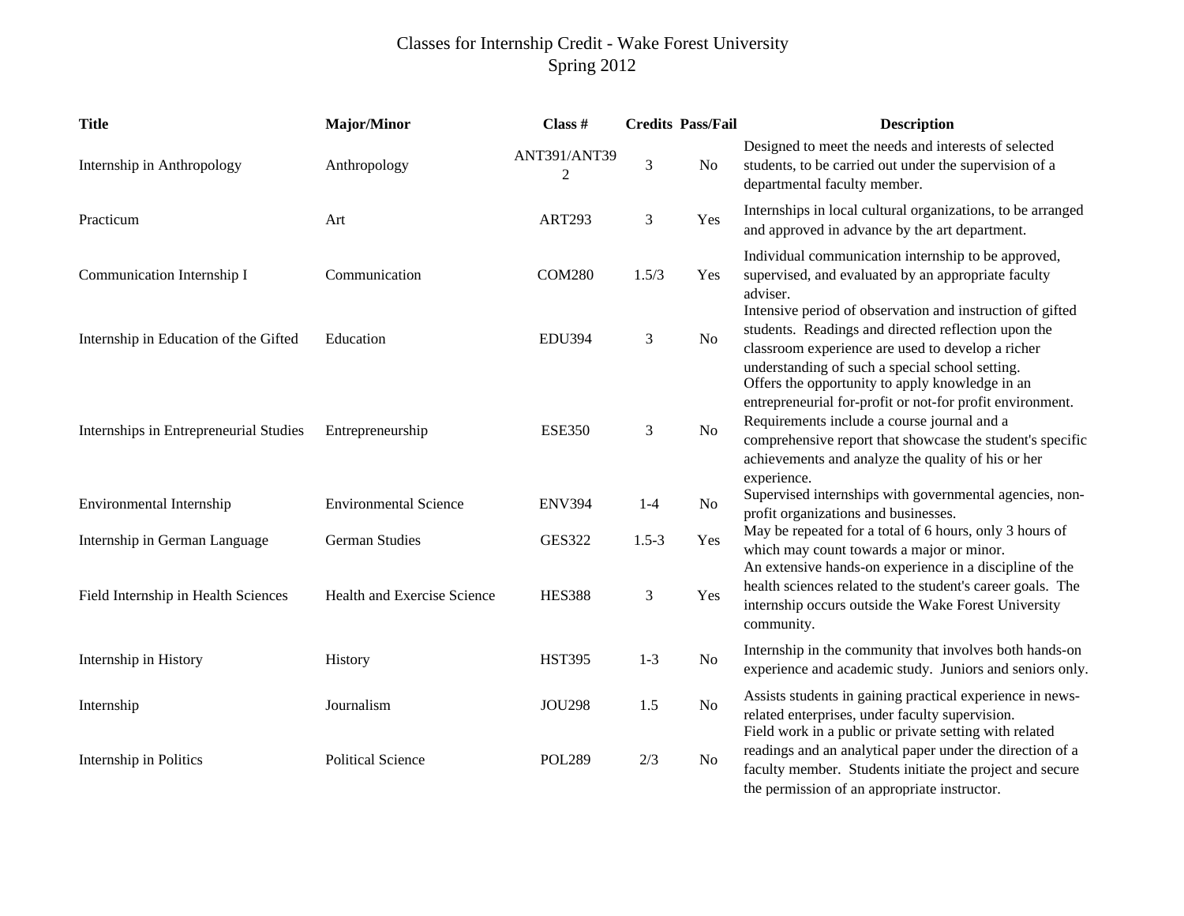# Classes for Internship Credit - Wake Forest University
## Spring 2012

| Title | Major/Minor | Class # | Credits | Pass/Fail | Description |
|---|---|---|---|---|---|
| Internship in Anthropology | Anthropology | ANT391/ANT392 | 3 | No | Designed to meet the needs and interests of selected students, to be carried out under the supervision of a departmental faculty member. |
| Practicum | Art | ART293 | 3 | Yes | Internships in local cultural organizations, to be arranged and approved in advance by the art department. |
| Communication Internship I | Communication | COM280 | 1.5/3 | Yes | Individual communication internship to be approved, supervised, and evaluated by an appropriate faculty adviser. |
| Internship in Education of the Gifted | Education | EDU394 | 3 | No | Intensive period of observation and instruction of gifted students. Readings and directed reflection upon the classroom experience are used to develop a richer understanding of such a special school setting. |
| Internships in Entrepreneurial Studies | Entrepreneurship | ESE350 | 3 | No | Offers the opportunity to apply knowledge in an entrepreneurial for-profit or not-for profit environment. Requirements include a course journal and a comprehensive report that showcase the student's specific achievements and analyze the quality of his or her experience. |
| Environmental Internship | Environmental Science | ENV394 | 1-4 | No | Supervised internships with governmental agencies, non-profit organizations and businesses. |
| Internship in German Language | German Studies | GES322 | 1.5-3 | Yes | May be repeated for a total of 6 hours, only 3 hours of which may count towards a major or minor. |
| Field Internship in Health Sciences | Health and Exercise Science | HES388 | 3 | Yes | An extensive hands-on experience in a discipline of the health sciences related to the student's career goals. The internship occurs outside the Wake Forest University community. |
| Internship in History | History | HST395 | 1-3 | No | Internship in the community that involves both hands-on experience and academic study. Juniors and seniors only. |
| Internship | Journalism | JOU298 | 1.5 | No | Assists students in gaining practical experience in news-related enterprises, under faculty supervision. |
| Internship in Politics | Political Science | POL289 | 2/3 | No | Field work in a public or private setting with related readings and an analytical paper under the direction of a faculty member. Students initiate the project and secure the permission of an appropriate instructor. |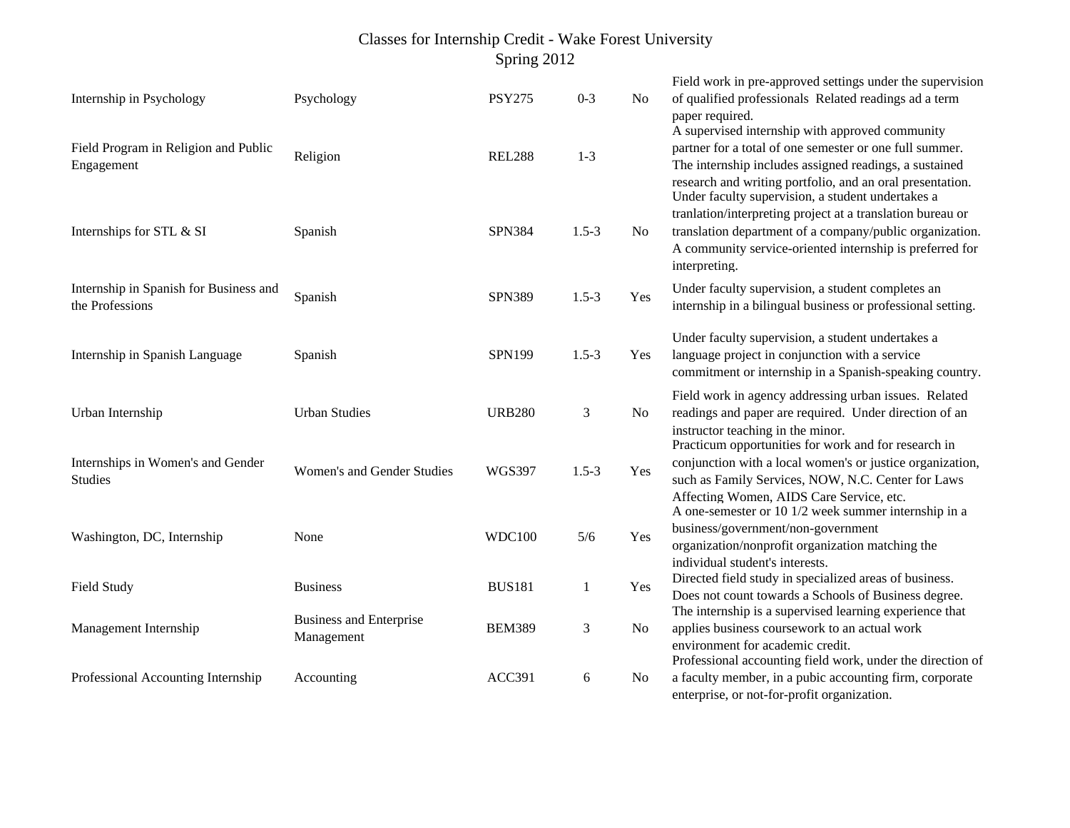Classes for Internship Credit - Wake Forest University
Spring 2012

| | | | | | |
|---|---|---|---|---|---|
| Internship in Psychology | Psychology | PSY275 | 0-3 | No | Field work in pre-approved settings under the supervision of qualified professionals Related readings ad a term paper required. |
| Field Program in Religion and Public Engagement | Religion | REL288 | 1-3 | | A supervised internship with approved community partner for a total of one semester or one full summer. The internship includes assigned readings, a sustained research and writing portfolio, and an oral presentation. |
| Internships for STL & SI | Spanish | SPN384 | 1.5-3 | No | Under faculty supervision, a student undertakes a tranlation/interpreting project at a translation bureau or translation department of a company/public organization. A community service-oriented internship is preferred for interpreting. |
| Internship in Spanish for Business and the Professions | Spanish | SPN389 | 1.5-3 | Yes | Under faculty supervision, a student completes an internship in a bilingual business or professional setting. |
| Internship in Spanish Language | Spanish | SPN199 | 1.5-3 | Yes | Under faculty supervision, a student undertakes a language project in conjunction with a service commitment or internship in a Spanish-speaking country. |
| Urban Internship | Urban Studies | URB280 | 3 | No | Field work in agency addressing urban issues. Related readings and paper are required. Under direction of an instructor teaching in the minor. |
| Internships in Women's and Gender Studies | Women's and Gender Studies | WGS397 | 1.5-3 | Yes | Practicum opportunities for work and for research in conjunction with a local women's or justice organization, such as Family Services, NOW, N.C. Center for Laws Affecting Women, AIDS Care Service, etc. |
| Washington, DC, Internship | None | WDC100 | 5/6 | Yes | A one-semester or 10 1/2 week summer internship in a business/government/non-government organization/nonprofit organization matching the individual student's interests. |
| Field Study | Business | BUS181 | 1 | Yes | Directed field study in specialized areas of business. Does not count towards a Schools of Business degree. |
| Management Internship | Business and Enterprise Management | BEM389 | 3 | No | The internship is a supervised learning experience that applies business coursework to an actual work environment for academic credit. |
| Professional Accounting Internship | Accounting | ACC391 | 6 | No | Professional accounting field work, under the direction of a faculty member, in a pubic accounting firm, corporate enterprise, or not-for-profit organization. |